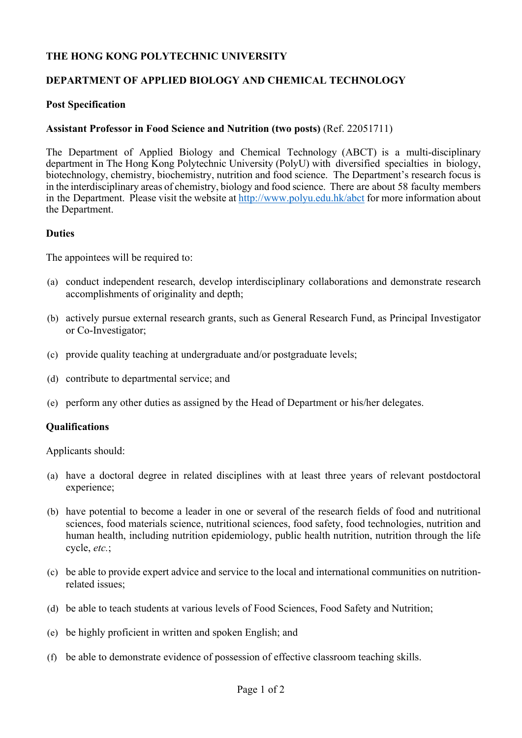**THE HONG KONG POLYTECHNIC UNIVERSITY**

**DEPARTMENT OF APPLIED BIOLOGY AND CHEMICAL TECHNOLOGY**

**Post Specification**

**Assistant Professor in Food Science and Nutrition (two posts)** (Ref. 22051711)

The Department of Applied Biology and Chemical Technology (ABCT) is a multi-disciplinary department in The Hong Kong Polytechnic University (PolyU) with diversified specialties in biology, biotechnology, chemistry, biochemistry, nutrition and food science. The Department's research focus is in the interdisciplinary areas of chemistry, biology and food science. There are about 58 faculty members in the Department. Please visit the website at [http://www.polyu.edu.hk/abct](http://www.polyu.edu.hk/abct) for more information about the Department.

**Duties**

The appointees will be required to:

(a) conduct independent research, develop interdisciplinary collaborations and demonstrate research accomplishments of originality and depth;

(b) actively pursue external research grants, such as General Research Fund, as Principal Investigator or Co-Investigator;

(c) provide quality teaching at undergraduate and/or postgraduate levels;

(d) contribute to departmental service; and

(e) perform any other duties as assigned by the Head of Department or his/her delegates.

**Qualifications**

Applicants should:

(a) have a doctoral degree in related disciplines with at least three years of relevant postdoctoral experience;

(b) have potential to become a leader in one or several of the research fields of food and nutritional sciences, food materials science, nutritional sciences, food safety, food technologies, nutrition and human health, including nutrition epidemiology, public health nutrition, nutrition through the life cycle, *etc.*;

(c) be able to provide expert advice and service to the local and international communities on nutrition-related issues;

(d) be able to teach students at various levels of Food Sciences, Food Safety and Nutrition;

(e) be highly proficient in written and spoken English; and

(f) be able to demonstrate evidence of possession of effective classroom teaching skills.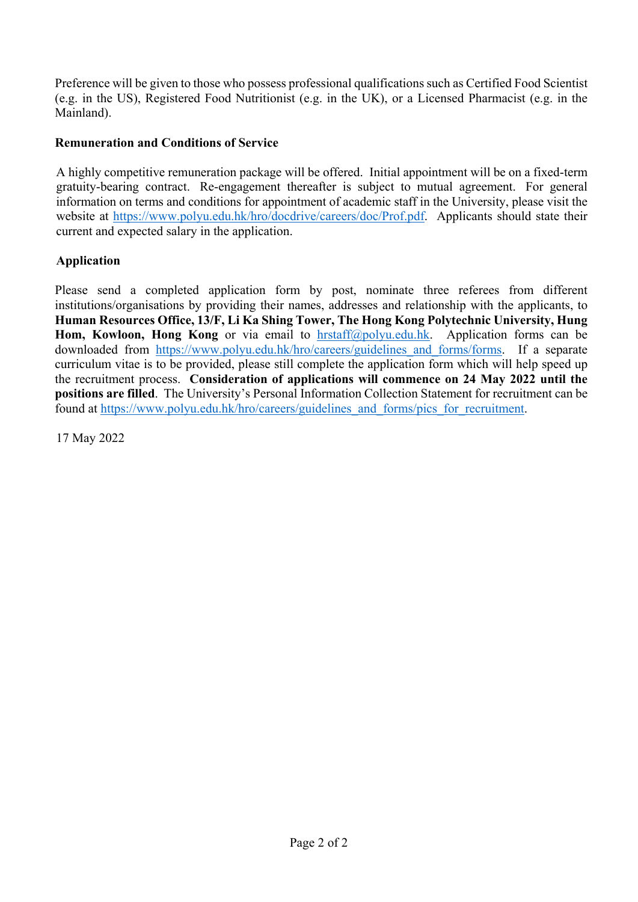Preference will be given to those who possess professional qualifications such as Certified Food Scientist (e.g. in the US), Registered Food Nutritionist (e.g. in the UK), or a Licensed Pharmacist (e.g. in the Mainland).

**Remuneration and Conditions of Service**

A highly competitive remuneration package will be offered. Initial appointment will be on a fixed-term gratuity-bearing contract. Re-engagement thereafter is subject to mutual agreement. For general information on terms and conditions for appointment of academic staff in the University, please visit the website at https://www.polyu.edu.hk/hro/docdrive/careers/doc/Prof.pdf. Applicants should state their current and expected salary in the application.

**Application**

Please send a completed application form by post, nominate three referees from different institutions/organisations by providing their names, addresses and relationship with the applicants, to **Human Resources Office, 13/F, Li Ka Shing Tower, The Hong Kong Polytechnic University, Hung Hom, Kowloon, Hong Kong** or via email to hrstaff@polyu.edu.hk. Application forms can be downloaded from https://www.polyu.edu.hk/hro/careers/guidelines_and_forms/forms. If a separate curriculum vitae is to be provided, please still complete the application form which will help speed up the recruitment process. **Consideration of applications will commence on 24 May 2022 until the positions are filled**. The University's Personal Information Collection Statement for recruitment can be found at https://www.polyu.edu.hk/hro/careers/guidelines_and_forms/pics_for_recruitment.

17 May 2022